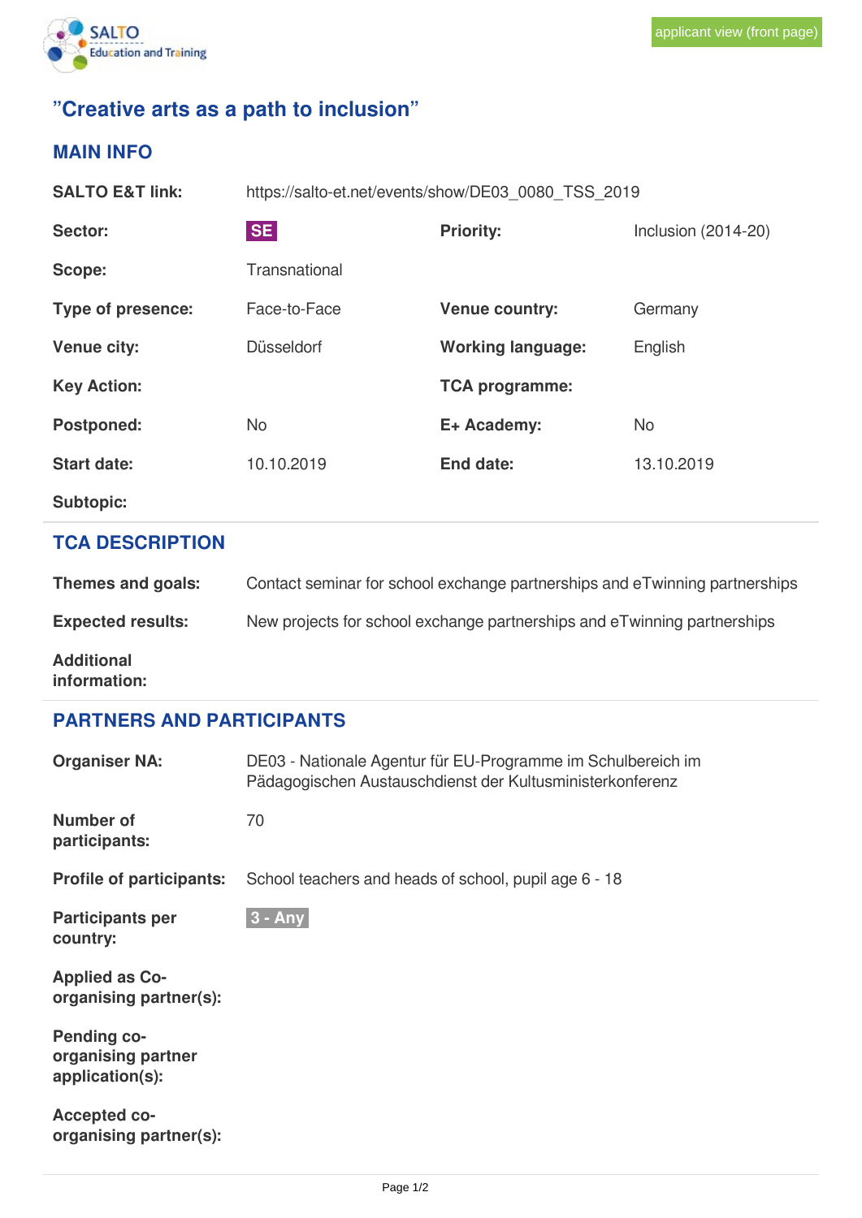applicant view (front page)

# "Creative arts as a path to inclusion"

## MAIN INFO

| | | | |
|---|---|---|---|
| **SALTO E&T link:** | https://salto-et.net/events/show/DE03_0080_TSS_2019 | | |
| **Sector:** | SE | **Priority:** | Inclusion (2014-20) |
| **Scope:** | Transnational | | |
| **Type of presence:** | Face-to-Face | **Venue country:** | Germany |
| **Venue city:** | Düsseldorf | **Working language:** | English |
| **Key Action:** | | **TCA programme:** | |
| **Postponed:** | No | **E+ Academy:** | No |
| **Start date:** | 10.10.2019 | **End date:** | 13.10.2019 |
| **Subtopic:** | | | |

## TCA DESCRIPTION

| | |
|---|---|
| **Themes and goals:** | Contact seminar for school exchange partnerships and eTwinning partnerships |
| **Expected results:** | New projects for school exchange partnerships and eTwinning partnerships |
| **Additional information:** | |

## PARTNERS AND PARTICIPANTS

| | |
|---|---|
| **Organiser NA:** | DE03 - Nationale Agentur für EU-Programme im Schulbereich im Pädagogischen Austauschdienst der Kultusministerkonferenz |
| **Number of participants:** | 70 |
| **Profile of participants:** | School teachers and heads of school, pupil age 6 - 18 |
| **Participants per country:** | 3 - Any |
| **Applied as Co-organising partner(s):** | |
| **Pending co-organising partner application(s):** | |
| **Accepted co-organising partner(s):** | |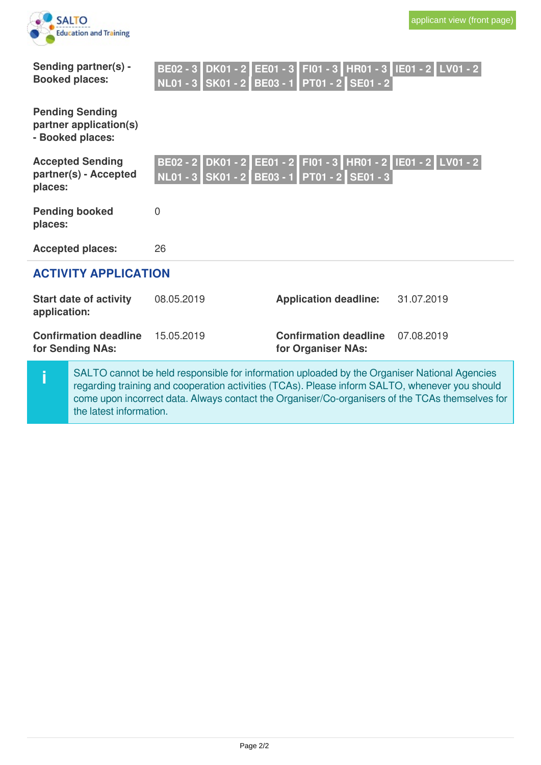**Sending partner(s) - Booked places:** BE02 - 3 DK01 - 2 EE01 - 3 FI01 - 3 HR01 - 3 IE01 - 2 LV01 - 2 NL01 - 3 SK01 - 2 BE03 - 1 PT01 - 2 SE01 - 2

**Pending Sending partner application(s) - Booked places:**

**Accepted Sending partner(s) - Accepted places:** BE02 - 2 DK01 - 2 EE01 - 2 FI01 - 3 HR01 - 2 IE01 - 2 LV01 - 2 NL01 - 3 SK01 - 2 BE03 - 1 PT01 - 2 SE01 - 3

**Pending booked places:** 0

**Accepted places:** 26

## ACTIVITY APPLICATION

**Start date of activity application:** 08.05.2019

**Application deadline:** 31.07.2019

**Confirmation deadline for Sending NAs:** 15.05.2019

**Confirmation deadline for Organiser NAs:** 07.08.2019

SALTO cannot be held responsible for information uploaded by the Organiser National Agencies regarding training and cooperation activities (TCAs). Please inform SALTO, whenever you should come upon incorrect data. Always contact the Organiser/Co-organisers of the TCAs themselves for the latest information.